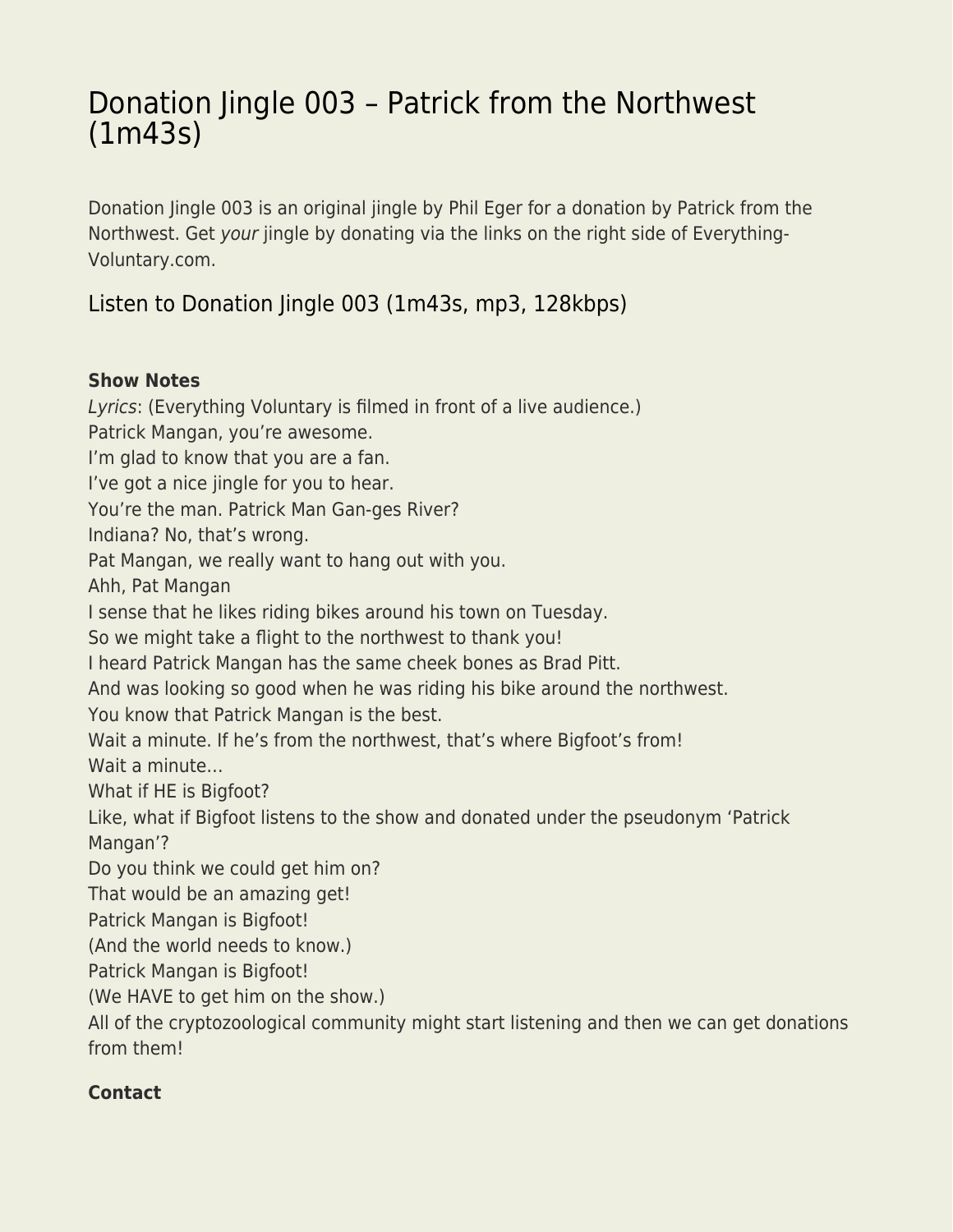# Donation Jingle 003 – Patrick from the Northwest (1m43s)

Donation Jingle 003 is an original jingle by Phil Eger for a donation by Patrick from the Northwest. Get *your* jingle by donating via the links on the right side of Everything-Voluntary.com.

## Listen to Donation Jingle 003 (1m43s, mp3, 128kbps)

**Show Notes**

*Lyrics*: (Everything Voluntary is filmed in front of a live audience.)
Patrick Mangan, you're awesome.
I'm glad to know that you are a fan.
I've got a nice jingle for you to hear.
You're the man. Patrick Man Gan-ges River?
Indiana? No, that's wrong.
Pat Mangan, we really want to hang out with you.
Ahh, Pat Mangan
I sense that he likes riding bikes around his town on Tuesday.
So we might take a flight to the northwest to thank you!
I heard Patrick Mangan has the same cheek bones as Brad Pitt.
And was looking so good when he was riding his bike around the northwest.
You know that Patrick Mangan is the best.
Wait a minute. If he's from the northwest, that's where Bigfoot's from!
Wait a minute…
What if HE is Bigfoot?
Like, what if Bigfoot listens to the show and donated under the pseudonym 'Patrick Mangan'?
Do you think we could get him on?
That would be an amazing get!
Patrick Mangan is Bigfoot!
(And the world needs to know.)
Patrick Mangan is Bigfoot!
(We HAVE to get him on the show.)
All of the cryptozoological community might start listening and then we can get donations from them!

**Contact**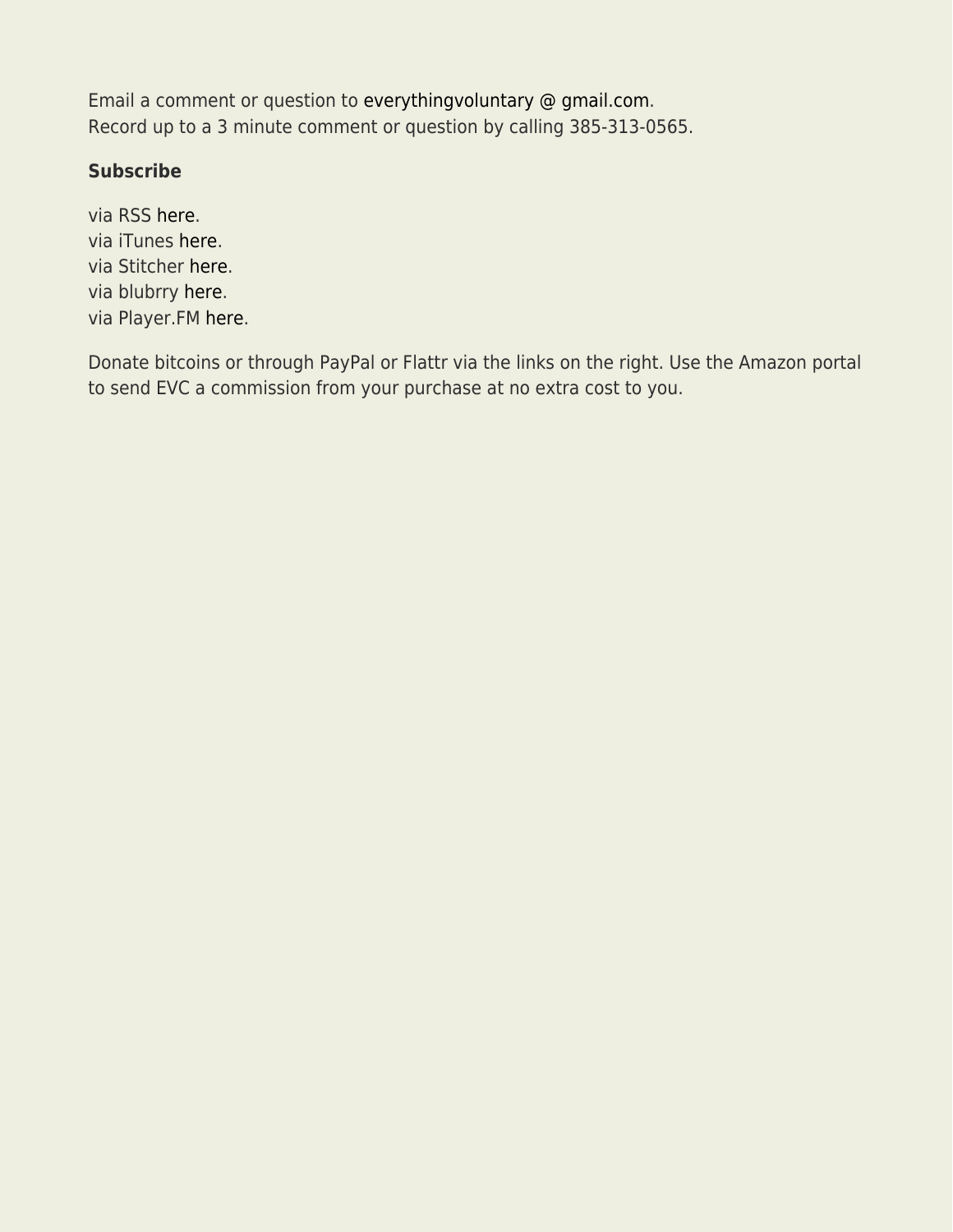Email a comment or question to everythingvoluntary @ gmail.com.
Record up to a 3 minute comment or question by calling 385-313-0565.

**Subscribe**

via RSS here.
via iTunes here.
via Stitcher here.
via blubrry here.
via Player.FM here.

Donate bitcoins or through PayPal or Flattr via the links on the right. Use the Amazon portal to send EVC a commission from your purchase at no extra cost to you.